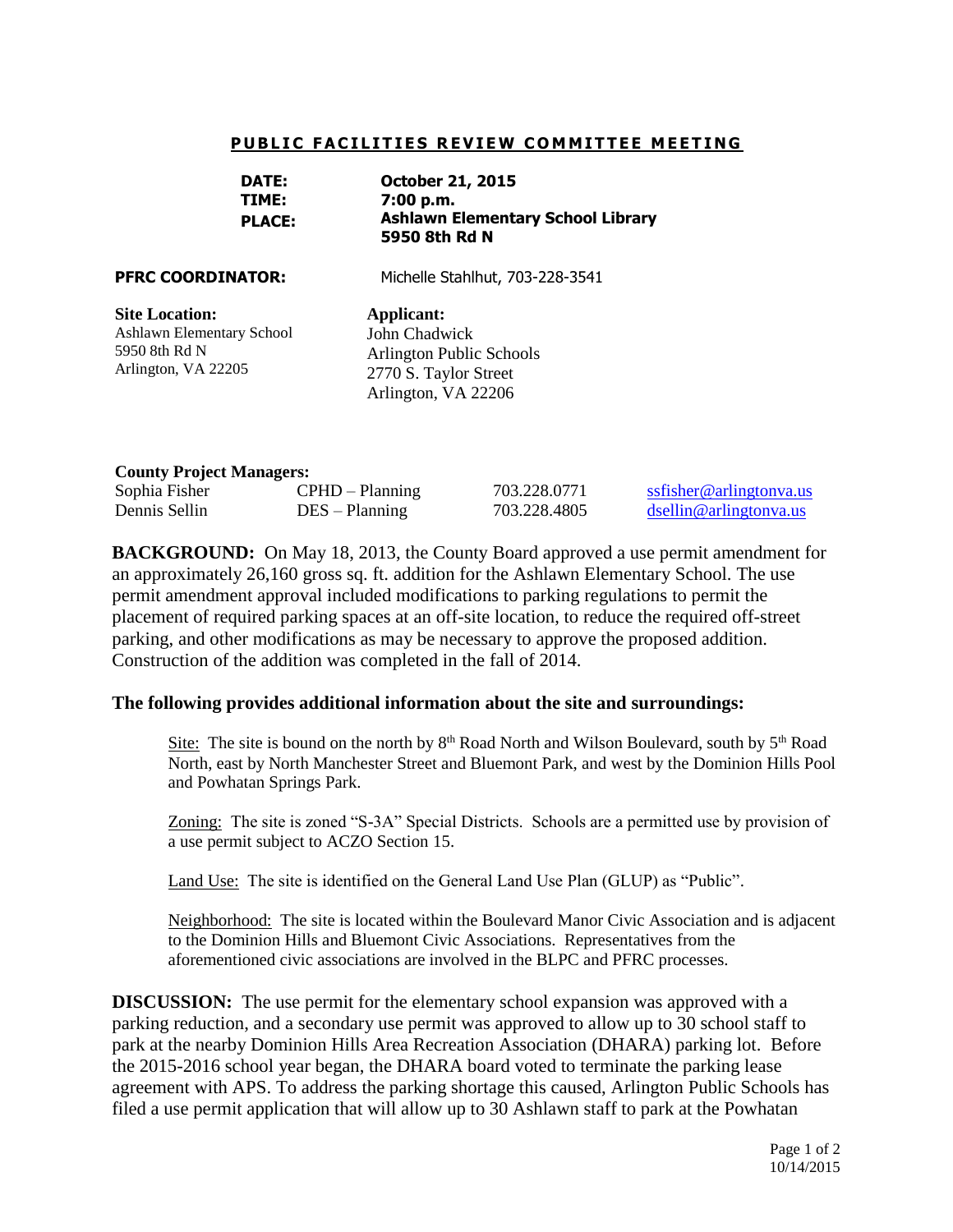# PUBLIC FACILITIES REVIEW COMMITTEE MEETING

| | |
|---|---|
| **DATE:** | **October 21, 2015** |
| **TIME:** | **7:00 p.m.** |
| **PLACE:** | **Ashlawn Elementary School Library** **5950 8th Rd N** |

**PFRC COORDINATOR:** Michelle Stahlhut, 703-228-3541

**Site Location:**
Ashlawn Elementary School
5950 8th Rd N
Arlington, VA 22205

**Applicant:**
John Chadwick
Arlington Public Schools
2770 S. Taylor Street
Arlington, VA 22206

**County Project Managers:**

| | | | |
|---|---|---|---|
| Sophia Fisher | CPHD – Planning | 703.228.0771 | ssfisher@arlingtonva.us |
| Dennis Sellin | DES – Planning | 703.228.4805 | dsellin@arlingtonva.us |

**BACKGROUND:** On May 18, 2013, the County Board approved a use permit amendment for an approximately 26,160 gross sq. ft. addition for the Ashlawn Elementary School. The use permit amendment approval included modifications to parking regulations to permit the placement of required parking spaces at an off-site location, to reduce the required off-street parking, and other modifications as may be necessary to approve the proposed addition. Construction of the addition was completed in the fall of 2014.

**The following provides additional information about the site and surroundings:**

Site: The site is bound on the north by 8th Road North and Wilson Boulevard, south by 5th Road North, east by North Manchester Street and Bluemont Park, and west by the Dominion Hills Pool and Powhatan Springs Park.

Zoning: The site is zoned "S-3A" Special Districts. Schools are a permitted use by provision of a use permit subject to ACZO Section 15.

Land Use: The site is identified on the General Land Use Plan (GLUP) as "Public".

Neighborhood: The site is located within the Boulevard Manor Civic Association and is adjacent to the Dominion Hills and Bluemont Civic Associations. Representatives from the aforementioned civic associations are involved in the BLPC and PFRC processes.

**DISCUSSION:** The use permit for the elementary school expansion was approved with a parking reduction, and a secondary use permit was approved to allow up to 30 school staff to park at the nearby Dominion Hills Area Recreation Association (DHARA) parking lot. Before the 2015-2016 school year began, the DHARA board voted to terminate the parking lease agreement with APS. To address the parking shortage this caused, Arlington Public Schools has filed a use permit application that will allow up to 30 Ashlawn staff to park at the Powhatan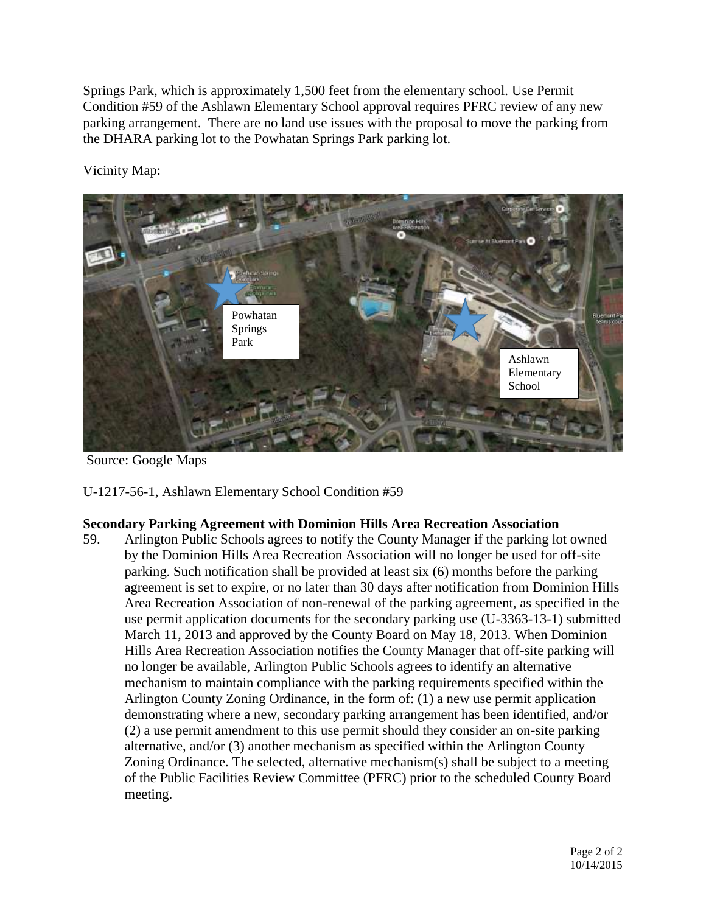Springs Park, which is approximately 1,500 feet from the elementary school. Use Permit Condition #59 of the Ashlawn Elementary School approval requires PFRC review of any new parking arrangement. There are no land use issues with the proposal to move the parking from the DHARA parking lot to the Powhatan Springs Park parking lot.

Vicinity Map:

Powhatan Springs Park

Ashlawn Elementary School

Source: Google Maps

U-1217-56-1, Ashlawn Elementary School Condition #59

**Secondary Parking Agreement with Dominion Hills Area Recreation Association**

59. Arlington Public Schools agrees to notify the County Manager if the parking lot owned by the Dominion Hills Area Recreation Association will no longer be used for off-site parking. Such notification shall be provided at least six (6) months before the parking agreement is set to expire, or no later than 30 days after notification from Dominion Hills Area Recreation Association of non-renewal of the parking agreement, as specified in the use permit application documents for the secondary parking use (U-3363-13-1) submitted March 11, 2013 and approved by the County Board on May 18, 2013. When Dominion Hills Area Recreation Association notifies the County Manager that off-site parking will no longer be available, Arlington Public Schools agrees to identify an alternative mechanism to maintain compliance with the parking requirements specified within the Arlington County Zoning Ordinance, in the form of: (1) a new use permit application demonstrating where a new, secondary parking arrangement has been identified, and/or (2) a use permit amendment to this use permit should they consider an on-site parking alternative, and/or (3) another mechanism as specified within the Arlington County Zoning Ordinance. The selected, alternative mechanism(s) shall be subject to a meeting of the Public Facilities Review Committee (PFRC) prior to the scheduled County Board meeting.

10/14/2015